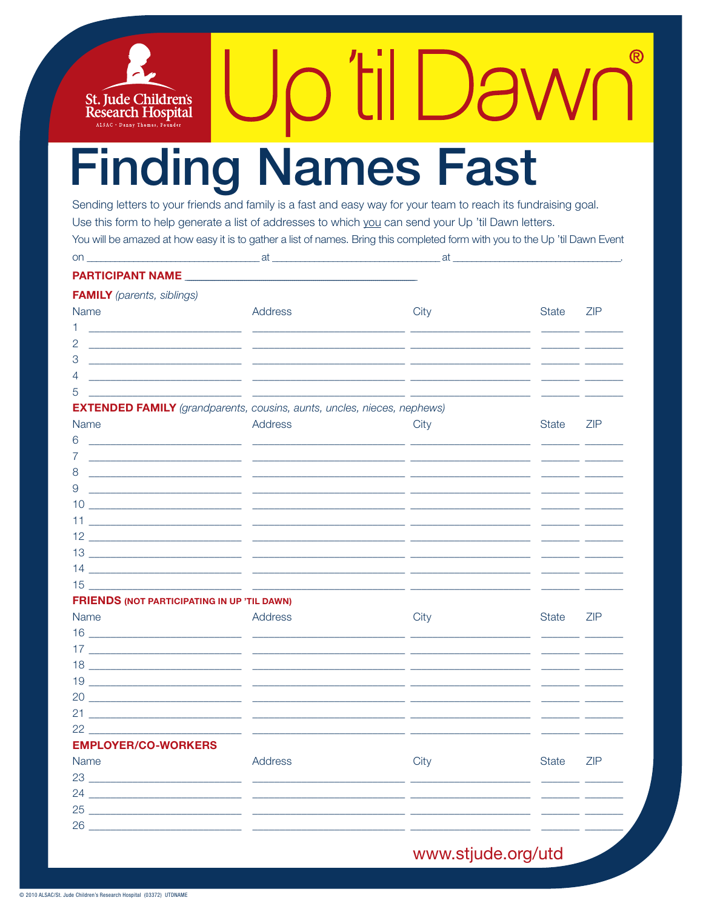St. Jude Children's Research Hospital

ALSAC • Danny Thomas, Founder

Up 'til Dawn®

# Finding Names Fast

Sending letters to your friends and family is a fast and easy way for your team to reach its fundraising goal. Use this form to help generate a list of addresses to which you can send your Up 'til Dawn letters. You will be amazed at how easy it is to gather a list of names. Bring this completed form with you to the Up 'til Dawn Event on ______________________ at ______________________ at ______________________.

**PARTICIPANT NAME** ______________________________

**FAMILY** *(parents, siblings)*

| | Name | Address | City | State | ZIP |
|---|---|---|---|---|---|
| 1 | | | | | |
| 2 | | | | | |
| 3 | | | | | |
| 4 | | | | | |
| 5 | | | | | |

**EXTENDED FAMILY** *(grandparents, cousins, aunts, uncles, nieces, nephews)*

| | Name | Address | City | State | ZIP |
|---|---|---|---|---|---|
| 6 | | | | | |
| 7 | | | | | |
| 8 | | | | | |
| 9 | | | | | |
| 10 | | | | | |
| 11 | | | | | |
| 12 | | | | | |
| 13 | | | | | |
| 14 | | | | | |
| 15 | | | | | |

**FRIENDS (NOT PARTICIPATING IN UP 'TIL DAWN)**

| | Name | Address | City | State | ZIP |
|---|---|---|---|---|---|
| 16 | | | | | |
| 17 | | | | | |
| 18 | | | | | |
| 19 | | | | | |
| 20 | | | | | |
| 21 | | | | | |
| 22 | | | | | |

**EMPLOYER/CO-WORKERS**

| | Name | Address | City | State | ZIP |
|---|---|---|---|---|---|
| 23 | | | | | |
| 24 | | | | | |
| 25 | | | | | |
| 26 | | | | | |

www.stjude.org/utd

© 2010 ALSAC/St. Jude Children's Research Hospital (03372) UTDNAME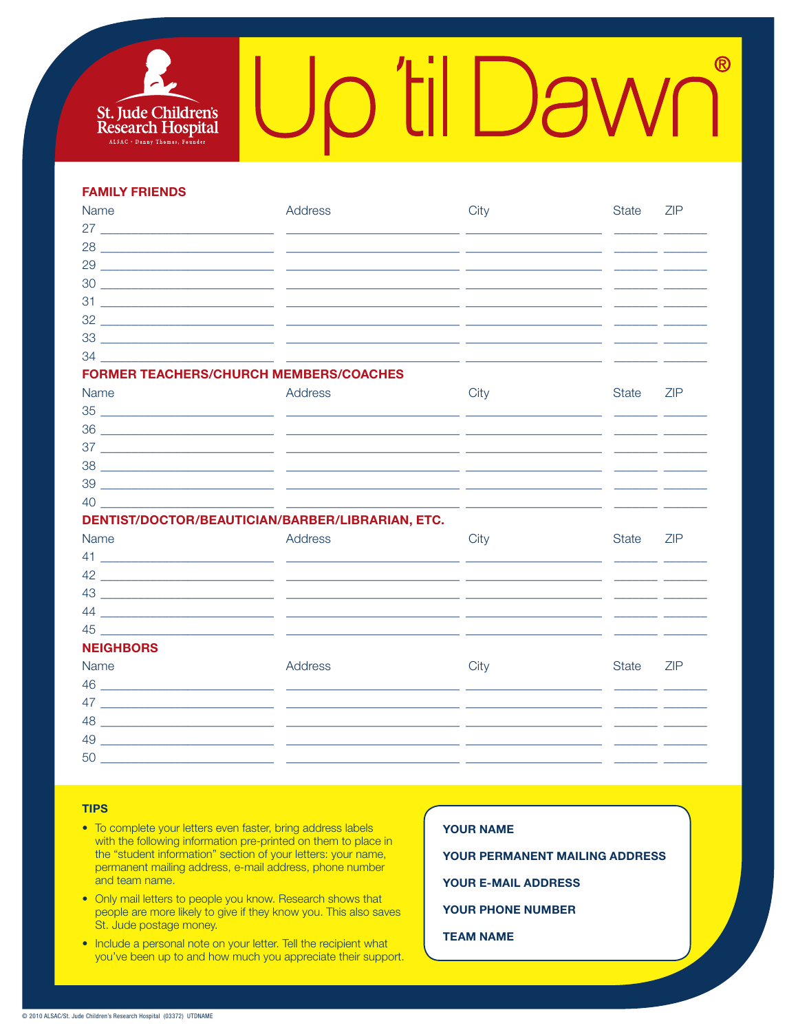St. Jude Children's Research Hospital
ALSAC • Danny Thomas, Founder

# Up 'til Dawn®

## FAMILY FRIENDS

| Name | Address | City | State | ZIP |
|---|---|---|---|---|
| 27 | | | | |
| 28 | | | | |
| 29 | | | | |
| 30 | | | | |
| 31 | | | | |
| 32 | | | | |
| 33 | | | | |
| 34 | | | | |

## FORMER TEACHERS/CHURCH MEMBERS/COACHES

| Name | Address | City | State | ZIP |
|---|---|---|---|---|
| 35 | | | | |
| 36 | | | | |
| 37 | | | | |
| 38 | | | | |
| 39 | | | | |
| 40 | | | | |

## DENTIST/DOCTOR/BEAUTICIAN/BARBER/LIBRARIAN, ETC.

| Name | Address | City | State | ZIP |
|---|---|---|---|---|
| 41 | | | | |
| 42 | | | | |
| 43 | | | | |
| 44 | | | | |
| 45 | | | | |

## NEIGHBORS

| Name | Address | City | State | ZIP |
|---|---|---|---|---|
| 46 | | | | |
| 47 | | | | |
| 48 | | | | |
| 49 | | | | |
| 50 | | | | |

## TIPS

- To complete your letters even faster, bring address labels with the following information pre-printed on them to place in the "student information" section of your letters: your name, permanent mailing address, e-mail address, phone number and team name.
- Only mail letters to people you know. Research shows that people are more likely to give if they know you. This also saves St. Jude postage money.
- Include a personal note on your letter. Tell the recipient what you've been up to and how much you appreciate their support.

**YOUR NAME**

**YOUR PERMANENT MAILING ADDRESS**

**YOUR E-MAIL ADDRESS**

**YOUR PHONE NUMBER**

**TEAM NAME**

© 2010 ALSAC/St. Jude Children's Research Hospital (03372) UTDNAME